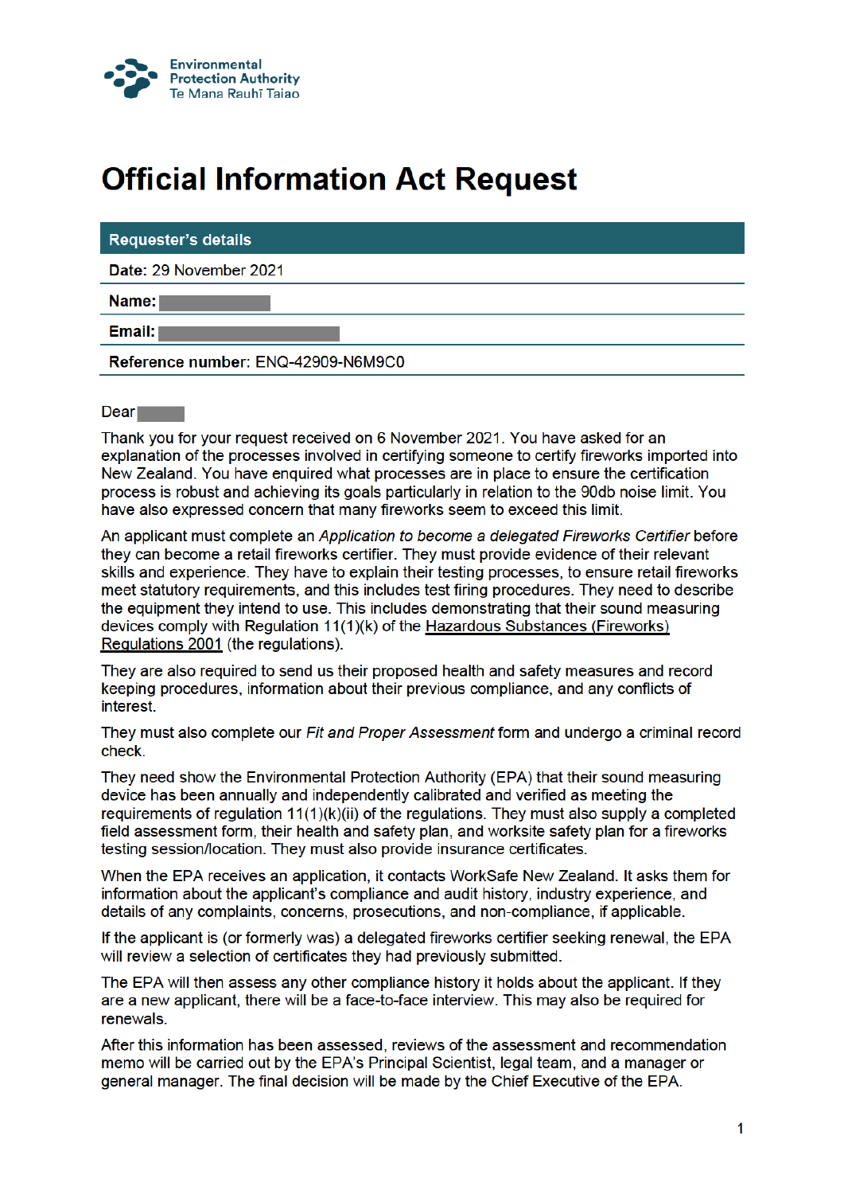Environmental Protection Authority
Te Mana Rauhī Taiao

# Official Information Act Request

| Requester's details |
|---|
| **Date:** 29 November 2021 |
| **Name:** |
| **Email:** |
| **Reference number:** ENQ-42909-N6M9C0 |

Dear

Thank you for your request received on 6 November 2021. You have asked for an explanation of the processes involved in certifying someone to certify fireworks imported into New Zealand. You have enquired what processes are in place to ensure the certification process is robust and achieving its goals particularly in relation to the 90db noise limit. You have also expressed concern that many fireworks seem to exceed this limit.

An applicant must complete an *Application to become a delegated Fireworks Certifier* before they can become a retail fireworks certifier. They must provide evidence of their relevant skills and experience. They have to explain their testing processes, to ensure retail fireworks meet statutory requirements, and this includes test firing procedures. They need to describe the equipment they intend to use. This includes demonstrating that their sound measuring devices comply with Regulation 11(1)(k) of the Hazardous Substances (Fireworks) Regulations 2001 (the regulations).

They are also required to send us their proposed health and safety measures and record keeping procedures, information about their previous compliance, and any conflicts of interest.

They must also complete our *Fit and Proper Assessment* form and undergo a criminal record check.

They need show the Environmental Protection Authority (EPA) that their sound measuring device has been annually and independently calibrated and verified as meeting the requirements of regulation 11(1)(k)(ii) of the regulations. They must also supply a completed field assessment form, their health and safety plan, and worksite safety plan for a fireworks testing session/location. They must also provide insurance certificates.

When the EPA receives an application, it contacts WorkSafe New Zealand. It asks them for information about the applicant's compliance and audit history, industry experience, and details of any complaints, concerns, prosecutions, and non-compliance, if applicable.

If the applicant is (or formerly was) a delegated fireworks certifier seeking renewal, the EPA will review a selection of certificates they had previously submitted.

The EPA will then assess any other compliance history it holds about the applicant. If they are a new applicant, there will be a face-to-face interview. This may also be required for renewals.

After this information has been assessed, reviews of the assessment and recommendation memo will be carried out by the EPA's Principal Scientist, legal team, and a manager or general manager. The final decision will be made by the Chief Executive of the EPA.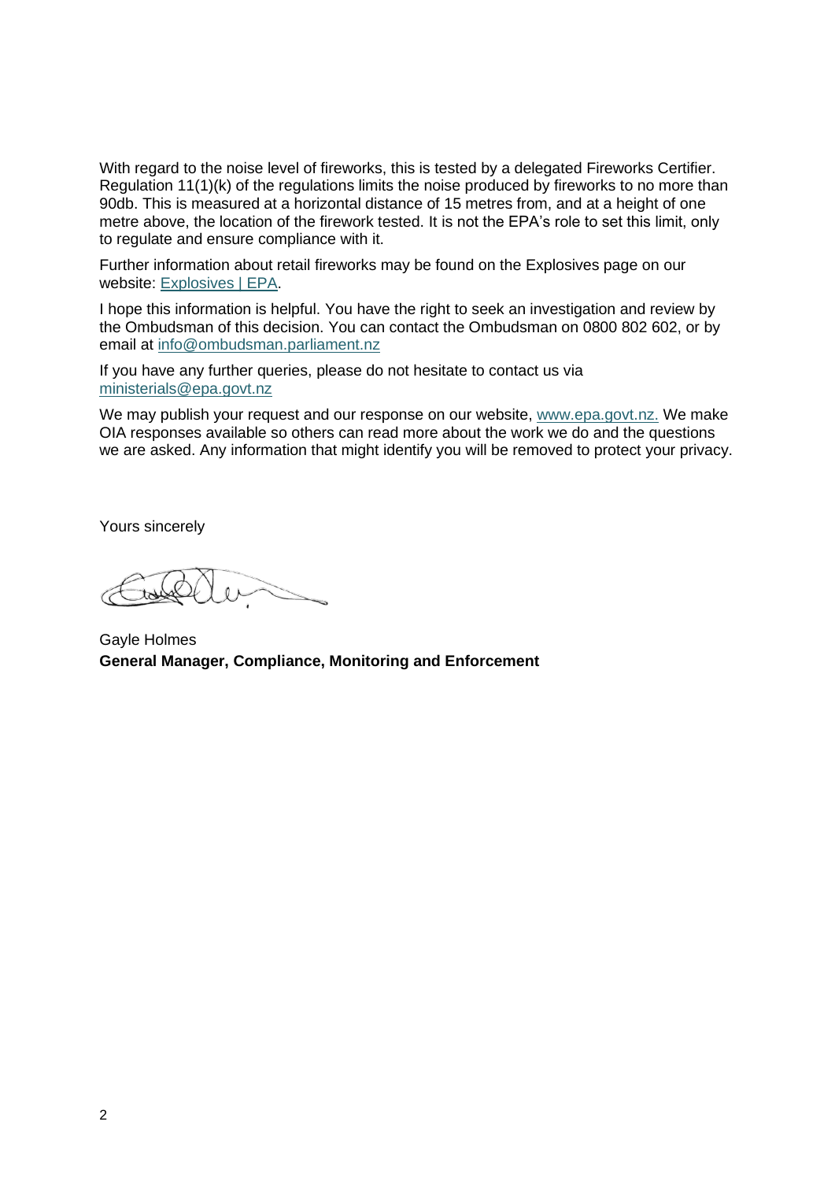With regard to the noise level of fireworks, this is tested by a delegated Fireworks Certifier. Regulation 11(1)(k) of the regulations limits the noise produced by fireworks to no more than 90db. This is measured at a horizontal distance of 15 metres from, and at a height of one metre above, the location of the firework tested. It is not the EPA's role to set this limit, only to regulate and ensure compliance with it.

Further information about retail fireworks may be found on the Explosives page on our website: [Explosives | EPA](Explosives | EPA).

I hope this information is helpful. You have the right to seek an investigation and review by the Ombudsman of this decision. You can contact the Ombudsman on 0800 802 602, or by email at info@ombudsman.parliament.nz

If you have any further queries, please do not hesitate to contact us via ministerials@epa.govt.nz

We may publish your request and our response on our website, www.epa.govt.nz. We make OIA responses available so others can read more about the work we do and the questions we are asked. Any information that might identify you will be removed to protect your privacy.

Yours sincerely

Gayle Holmes
**General Manager, Compliance, Monitoring and Enforcement**